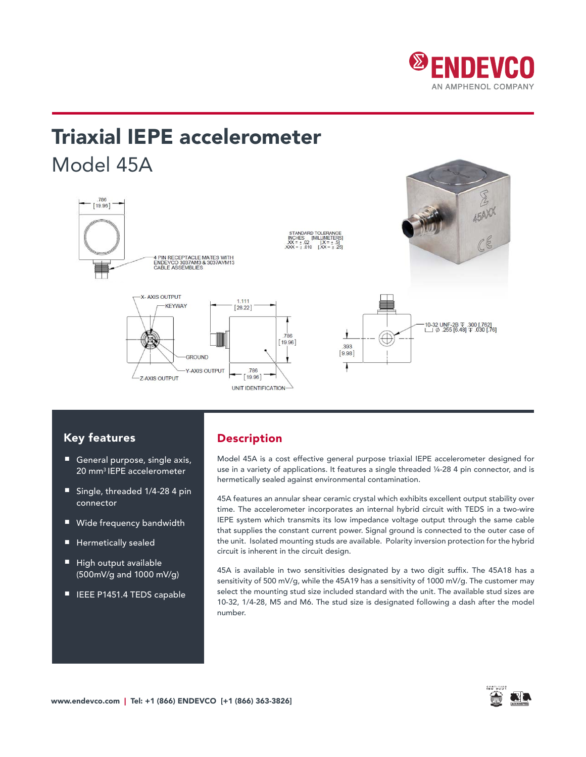# Triaxial IEPE accelerometer

## Model 45A

.786
[19.96]

4 PIN RECEPTACLE MATES WITH ENDEVCO 3037AM3 & 3037AYM13 CABLE ASSEMBLIES

STANDARD TOLERANCE
INCHES [MILLIMETERS]
.XX = ± .02 [.X = ± .5]
.XXX = ± .010 [.XX = ± .25]

X- AXIS OUTPUT
KEYWAY
GROUND
Y-AXIS OUTPUT
Z-AXIS OUTPUT

1.111
[28.22]

.786
[19.96]

.786
[19.96]

UNIT IDENTIFICATION

.393
[9.98]

10-32 UNF-2B ⊽ .300 [.762]
⌴ ⌀ .255 [6.48] ⊽ .030 [.76]

## Key features

- General purpose, single axis, 20 mm³ IEPE accelerometer
- Single, threaded 1/4-28 4 pin connector
- Wide frequency bandwidth
- Hermetically sealed
- High output available (500mV/g and 1000 mV/g)
- IEEE P1451.4 TEDS capable

## Description

Model 45A is a cost effective general purpose triaxial IEPE accelerometer designed for use in a variety of applications. It features a single threaded ¼-28 4 pin connector, and is hermetically sealed against environmental contamination.

45A features an annular shear ceramic crystal which exhibits excellent output stability over time. The accelerometer incorporates an internal hybrid circuit with TEDS in a two-wire IEPE system which transmits its low impedance voltage output through the same cable that supplies the constant current power. Signal ground is connected to the outer case of the unit. Isolated mounting studs are available. Polarity inversion protection for the hybrid circuit is inherent in the circuit design.

45A is available in two sensitivities designated by a two digit suffix. The 45A18 has a sensitivity of 500 mV/g, while the 45A19 has a sensitivity of 1000 mV/g. The customer may select the mounting stud size included standard with the unit. The available stud sizes are 10-32, 1/4-28, M5 and M6. The stud size is designated following a dash after the model number.

www.endevco.com | Tel: +1 (866) ENDEVCO [+1 (866) 363-3826]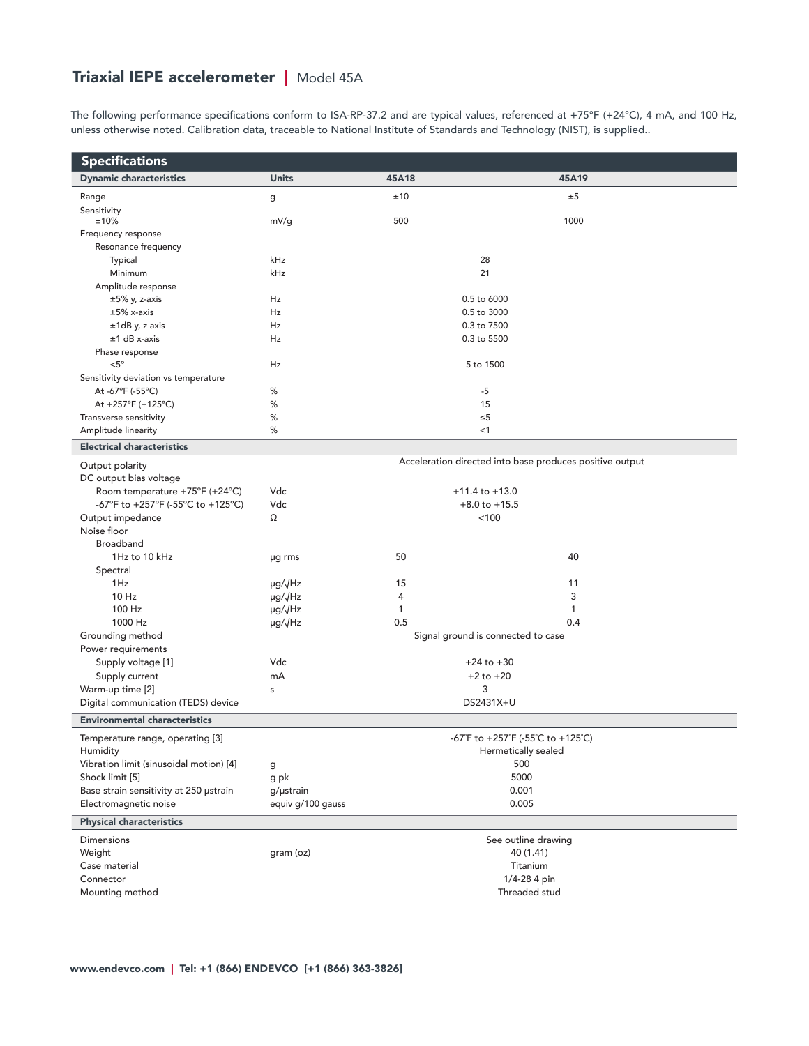# Triaxial IEPE accelerometer | Model 45A

The following performance specifications conform to ISA-RP-37.2 and are typical values, referenced at +75°F (+24°C), 4 mA, and 100 Hz, unless otherwise noted. Calibration data, traceable to National Institute of Standards and Technology (NIST), is supplied..

## Specifications

| Dynamic characteristics | Units | 45A18 | 45A19 |
|---|---|---|---|
| Range | g | ±10 | ±5 |
| Sensitivity ±10% | mV/g | 500 | 1000 |
| Frequency response | | | |
| Resonance frequency | | | |
| Typical | kHz | 28 | |
| Minimum | kHz | 21 | |
| Amplitude response | | | |
| ±5% y, z-axis | Hz | 0.5 to 6000 | |
| ±5% x-axis | Hz | 0.5 to 3000 | |
| ±1dB y, z axis | Hz | 0.3 to 7500 | |
| ±1 dB x-axis | Hz | 0.3 to 5500 | |
| Phase response | | | |
| <5° | Hz | 5 to 1500 | |
| Sensitivity deviation vs temperature | | | |
| At -67°F (-55°C) | % | -5 | |
| At +257°F (+125°C) | % | 15 | |
| Transverse sensitivity | % | ≤5 | |
| Amplitude linearity | % | <1 | |
| **Electrical characteristics** | | | |
| Output polarity | | Acceleration directed into base produces positive output | |
| DC output bias voltage | | | |
| Room temperature +75°F (+24°C) | Vdc | +11.4 to +13.0 | |
| -67°F to +257°F (-55°C to +125°C) | Vdc | +8.0 to +15.5 | |
| Output impedance | Ω | <100 | |
| Noise floor | | | |
| Broadband | | | |
| 1Hz to 10 kHz | µg rms | 50 | 40 |
| Spectral | | | |
| 1Hz | µg/√Hz | 15 | 11 |
| 10 Hz | µg/√Hz | 4 | 3 |
| 100 Hz | µg/√Hz | 1 | 1 |
| 1000 Hz | µg/√Hz | 0.5 | 0.4 |
| Grounding method | | Signal ground is connected to case | |
| Power requirements | | | |
| Supply voltage [1] | Vdc | +24 to +30 | |
| Supply current | mA | +2 to +20 | |
| Warm-up time [2] | s | 3 | |
| Digital communication (TEDS) device | | DS2431X+U | |
| **Environmental characteristics** | | | |
| Temperature range, operating [3] | | -67˚F to +257˚F (-55˚C to +125˚C) | |
| Humidity | | Hermetically sealed | |
| Vibration limit (sinusoidal motion) [4] | g | 500 | |
| Shock limit [5] | g pk | 5000 | |
| Base strain sensitivity at 250 µstrain | g/µstrain | 0.001 | |
| Electromagnetic noise | equiv g/100 gauss | 0.005 | |
| **Physical characteristics** | | | |
| Dimensions | | See outline drawing | |
| Weight | gram (oz) | 40 (1.41) | |
| Case material | | Titanium | |
| Connector | | 1/4-28 4 pin | |
| Mounting method | | Threaded stud | |

www.endevco.com | Tel: +1 (866) ENDEVCO [+1 (866) 363-3826]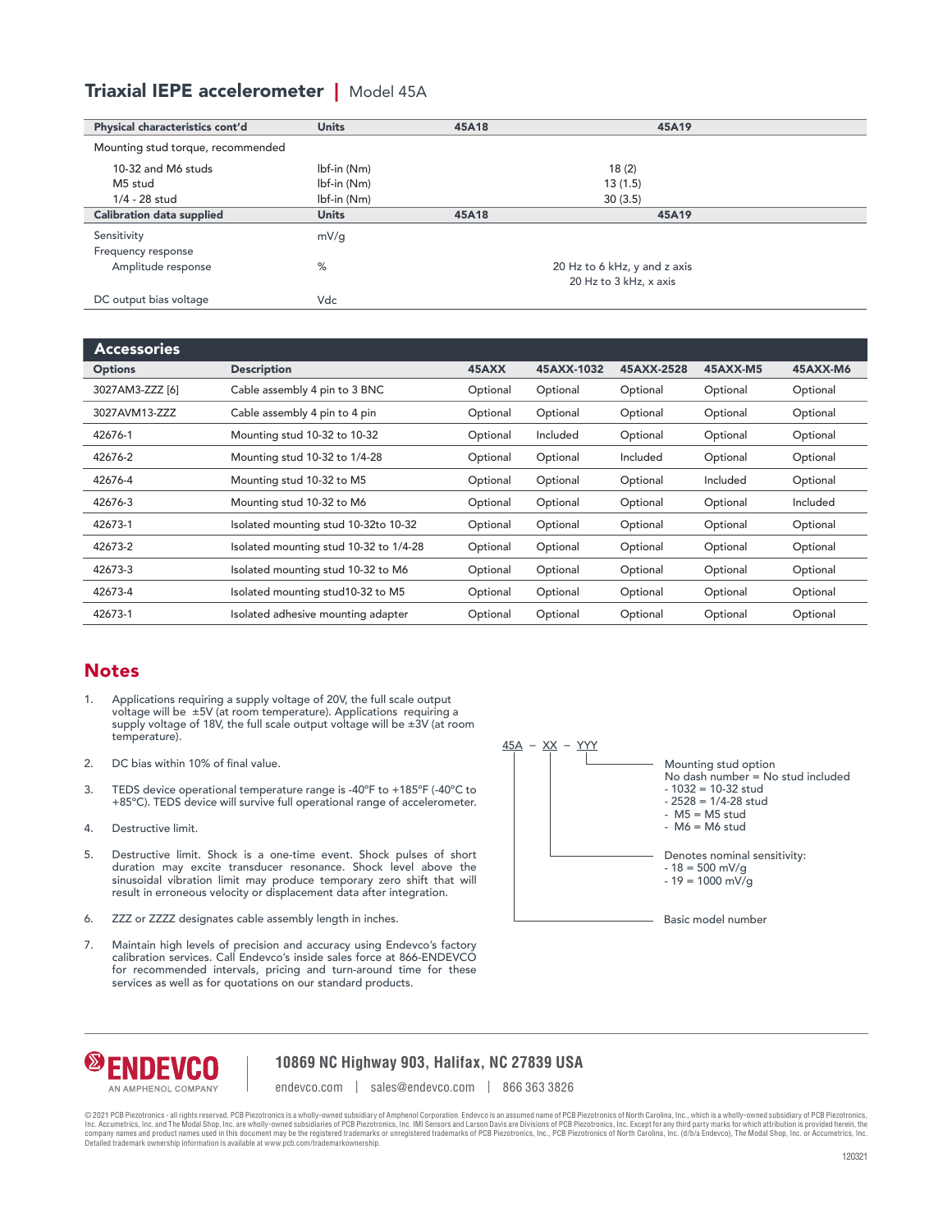# Triaxial IEPE accelerometer | Model 45A

| Physical characteristics cont'd | Units | 45A18 | 45A19 |
|---|---|---|---|
| Mounting stud torque, recommended | | | |
| 10-32 and M6 studs | lbf-in (Nm) | 18 (2) | |
| M5 stud | lbf-in (Nm) | 13 (1.5) | |
| 1/4 - 28 stud | lbf-in (Nm) | 30 (3.5) | |
| **Calibration data supplied** | **Units** | **45A18** | **45A19** |
| Sensitivity | mV/g | | |
| Frequency response | | | |
| Amplitude response | % | 20 Hz to 6 kHz, y and z axis<br>20 Hz to 3 kHz, x axis | |
| DC output bias voltage | Vdc | | |

## Accessories

| Options | Description | 45AXX | 45AXX-1032 | 45AXX-2528 | 45AXX-M5 | 45AXX-M6 |
|---|---|---|---|---|---|---|
| 3027AM3-ZZZ [6] | Cable assembly 4 pin to 3 BNC | Optional | Optional | Optional | Optional | Optional |
| 3027AVM13-ZZZ | Cable assembly 4 pin to 4 pin | Optional | Optional | Optional | Optional | Optional |
| 42676-1 | Mounting stud 10-32 to 10-32 | Optional | Included | Optional | Optional | Optional |
| 42676-2 | Mounting stud 10-32 to 1/4-28 | Optional | Optional | Included | Optional | Optional |
| 42676-4 | Mounting stud 10-32 to M5 | Optional | Optional | Optional | Included | Optional |
| 42676-3 | Mounting stud 10-32 to M6 | Optional | Optional | Optional | Optional | Included |
| 42673-1 | Isolated mounting stud 10-32to 10-32 | Optional | Optional | Optional | Optional | Optional |
| 42673-2 | Isolated mounting stud 10-32 to 1/4-28 | Optional | Optional | Optional | Optional | Optional |
| 42673-3 | Isolated mounting stud 10-32 to M6 | Optional | Optional | Optional | Optional | Optional |
| 42673-4 | Isolated mounting stud10-32 to M5 | Optional | Optional | Optional | Optional | Optional |
| 42673-1 | Isolated adhesive mounting adapter | Optional | Optional | Optional | Optional | Optional |

## Notes

1. Applications requiring a supply voltage of 20V, the full scale output voltage will be ±5V (at room temperature). Applications requiring a supply voltage of 18V, the full scale output voltage will be ±3V (at room temperature).
2. DC bias within 10% of final value.
3. TEDS device operational temperature range is -40°F to +185°F (-40°C to +85°C). TEDS device will survive full operational range of accelerometer.
4. Destructive limit.
5. Destructive limit. Shock is a one-time event. Shock pulses of short duration may excite transducer resonance. Shock level above the sinusoidal vibration limit may produce temporary zero shift that will result in erroneous velocity or displacement data after integration.
6. ZZZ or ZZZZ designates cable assembly length in inches.
7. Maintain high levels of precision and accuracy using Endevco's factory calibration services. Call Endevco's inside sales force at 866-ENDEVCO for recommended intervals, pricing and turn-around time for these services as well as for quotations on our standard products.

45A – XX – YYY

Mounting stud option
No dash number = No stud included
- 1032 = 10-32 stud
- 2528 = 1/4-28 stud
- M5 = M5 stud
- M6 = M6 stud

Denotes nominal sensitivity:
- 18 = 500 mV/g
- 19 = 1000 mV/g

Basic model number

ENDEVCO
AN AMPHENOL COMPANY

**10869 NC Highway 903, Halifax, NC 27839 USA**

endevco.com | sales@endevco.com | 866 363 3826

© 2021 PCB Piezotronics - all rights reserved. PCB Piezotronics is a wholly-owned subsidiary of Amphenol Corporation. Endevco is an assumed name of PCB Piezotronics of North Carolina, Inc., which is a wholly-owned subsidiary of PCB Piezotronics, Inc. Accumetrics, Inc. and The Modal Shop, Inc. are wholly-owned subsidiaries of PCB Piezotronics, Inc. IMI Sensors and Larson Davis are Divisions of PCB Piezotronics, Inc. Except for any third party marks for which attribution is provided herein, the company names and product names used in this document may be the registered trademarks or unregistered trademarks of PCB Piezotronics, Inc., PCB Piezotronics of North Carolina, Inc. (d/b/a Endevco), The Modal Shop, Inc. or Accumetrics, Inc. Detailed trademark ownership information is available at www.pcb.com/trademarkownership.

120321